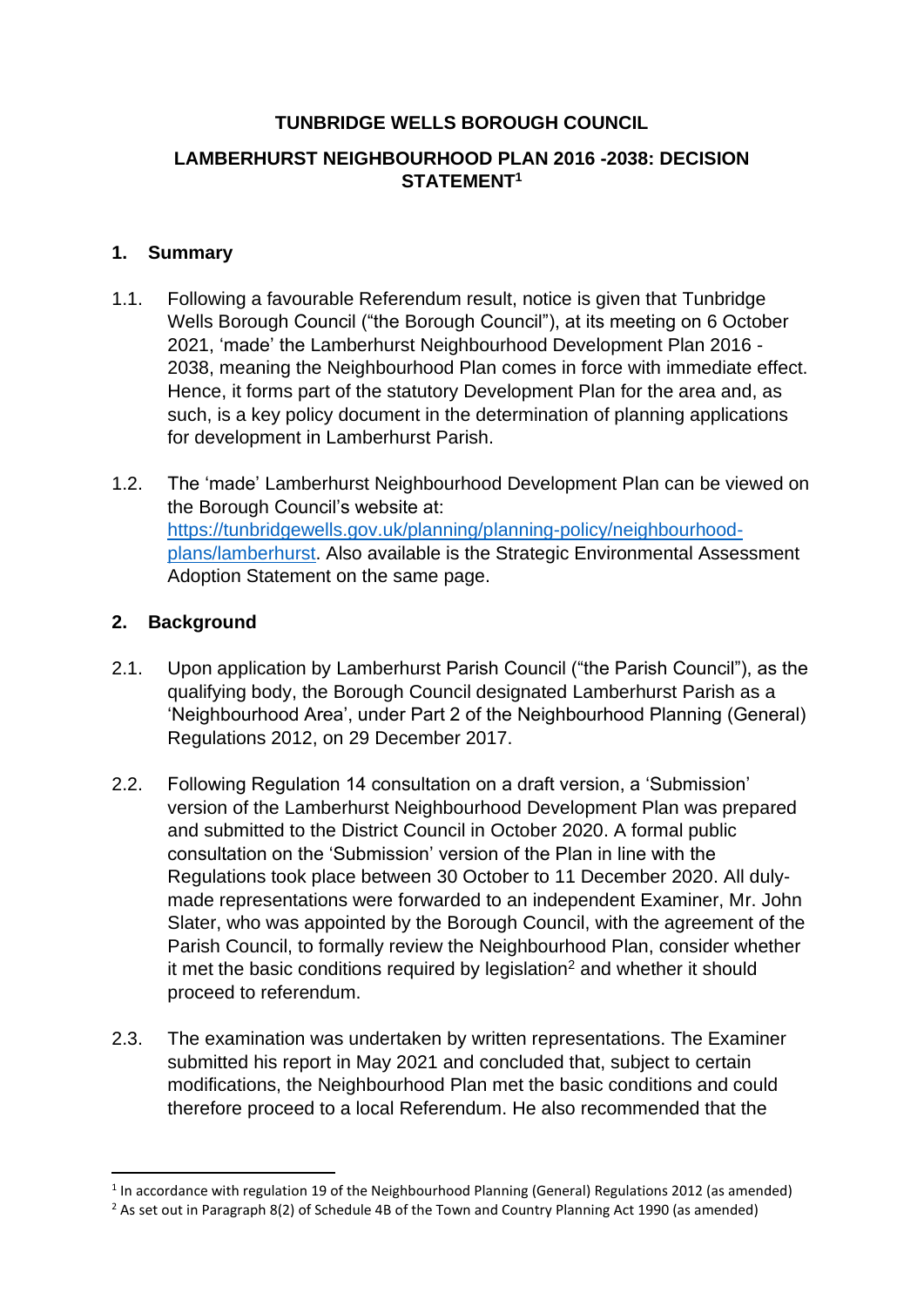# TUNBRIDGE WELLS BOROUGH COUNCIL

## LAMBERHURST NEIGHBOURHOOD PLAN 2016 -2038: DECISION STATEMENT[1]

### 1. Summary

1.1. Following a favourable Referendum result, notice is given that Tunbridge Wells Borough Council ("the Borough Council"), at its meeting on 6 October 2021, 'made' the Lamberhurst Neighbourhood Development Plan 2016 - 2038, meaning the Neighbourhood Plan comes in force with immediate effect. Hence, it forms part of the statutory Development Plan for the area and, as such, is a key policy document in the determination of planning applications for development in Lamberhurst Parish.

1.2. The 'made' Lamberhurst Neighbourhood Development Plan can be viewed on the Borough Council's website at: [https://tunbridgewells.gov.uk/planning/planning-policy/neighbourhood-plans/lamberhurst](https://tunbridgewells.gov.uk/planning/planning-policy/neighbourhood-plans/lamberhurst). Also available is the Strategic Environmental Assessment Adoption Statement on the same page.

### 2. Background

2.1. Upon application by Lamberhurst Parish Council ("the Parish Council"), as the qualifying body, the Borough Council designated Lamberhurst Parish as a 'Neighbourhood Area', under Part 2 of the Neighbourhood Planning (General) Regulations 2012, on 29 December 2017.

2.2. Following Regulation 14 consultation on a draft version, a 'Submission' version of the Lamberhurst Neighbourhood Development Plan was prepared and submitted to the District Council in October 2020. A formal public consultation on the 'Submission' version of the Plan in line with the Regulations took place between 30 October to 11 December 2020. All duly-made representations were forwarded to an independent Examiner, Mr. John Slater, who was appointed by the Borough Council, with the agreement of the Parish Council, to formally review the Neighbourhood Plan, consider whether it met the basic conditions required by legislation[2] and whether it should proceed to referendum.

2.3. The examination was undertaken by written representations. The Examiner submitted his report in May 2021 and concluded that, subject to certain modifications, the Neighbourhood Plan met the basic conditions and could therefore proceed to a local Referendum. He also recommended that the

---

[1] In accordance with regulation 19 of the Neighbourhood Planning (General) Regulations 2012 (as amended)

[2] As set out in Paragraph 8(2) of Schedule 4B of the Town and Country Planning Act 1990 (as amended)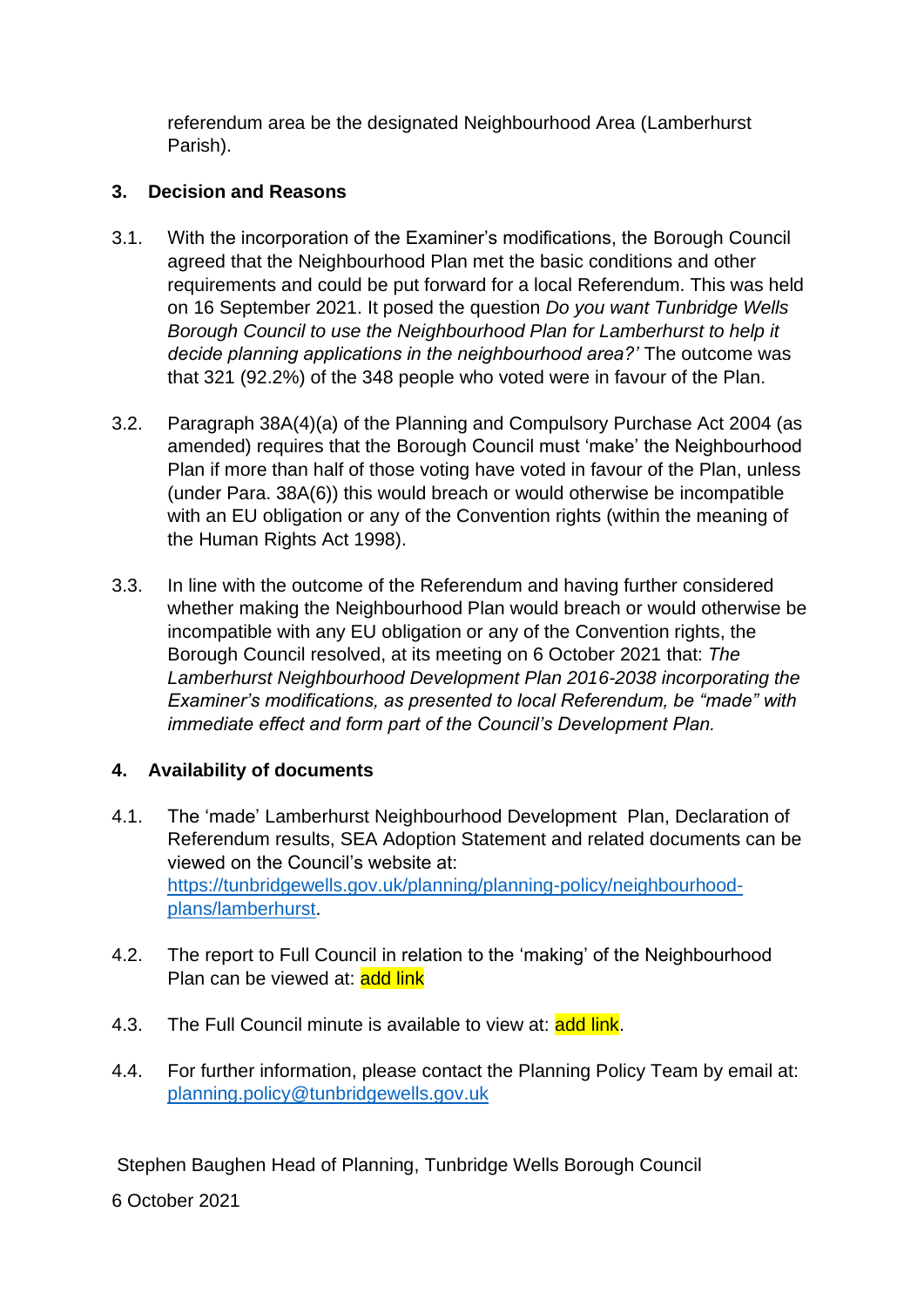referendum area be the designated Neighbourhood Area (Lamberhurst Parish).

## 3. Decision and Reasons

3.1. With the incorporation of the Examiner's modifications, the Borough Council agreed that the Neighbourhood Plan met the basic conditions and other requirements and could be put forward for a local Referendum. This was held on 16 September 2021. It posed the question *Do you want Tunbridge Wells Borough Council to use the Neighbourhood Plan for Lamberhurst to help it decide planning applications in the neighbourhood area?'* The outcome was that 321 (92.2%) of the 348 people who voted were in favour of the Plan.

3.2. Paragraph 38A(4)(a) of the Planning and Compulsory Purchase Act 2004 (as amended) requires that the Borough Council must 'make' the Neighbourhood Plan if more than half of those voting have voted in favour of the Plan, unless (under Para. 38A(6)) this would breach or would otherwise be incompatible with an EU obligation or any of the Convention rights (within the meaning of the Human Rights Act 1998).

3.3. In line with the outcome of the Referendum and having further considered whether making the Neighbourhood Plan would breach or would otherwise be incompatible with any EU obligation or any of the Convention rights, the Borough Council resolved, at its meeting on 6 October 2021 that: *The Lamberhurst Neighbourhood Development Plan 2016-2038 incorporating the Examiner's modifications, as presented to local Referendum, be "made" with immediate effect and form part of the Council's Development Plan.*

## 4. Availability of documents

4.1. The 'made' Lamberhurst Neighbourhood Development Plan, Declaration of Referendum results, SEA Adoption Statement and related documents can be viewed on the Council's website at: https://tunbridgewells.gov.uk/planning/planning-policy/neighbourhood-plans/lamberhurst.

4.2. The report to Full Council in relation to the 'making' of the Neighbourhood Plan can be viewed at: add link

4.3. The Full Council minute is available to view at: add link.

4.4. For further information, please contact the Planning Policy Team by email at: planning.policy@tunbridgewells.gov.uk

Stephen Baughen Head of Planning, Tunbridge Wells Borough Council

6 October 2021